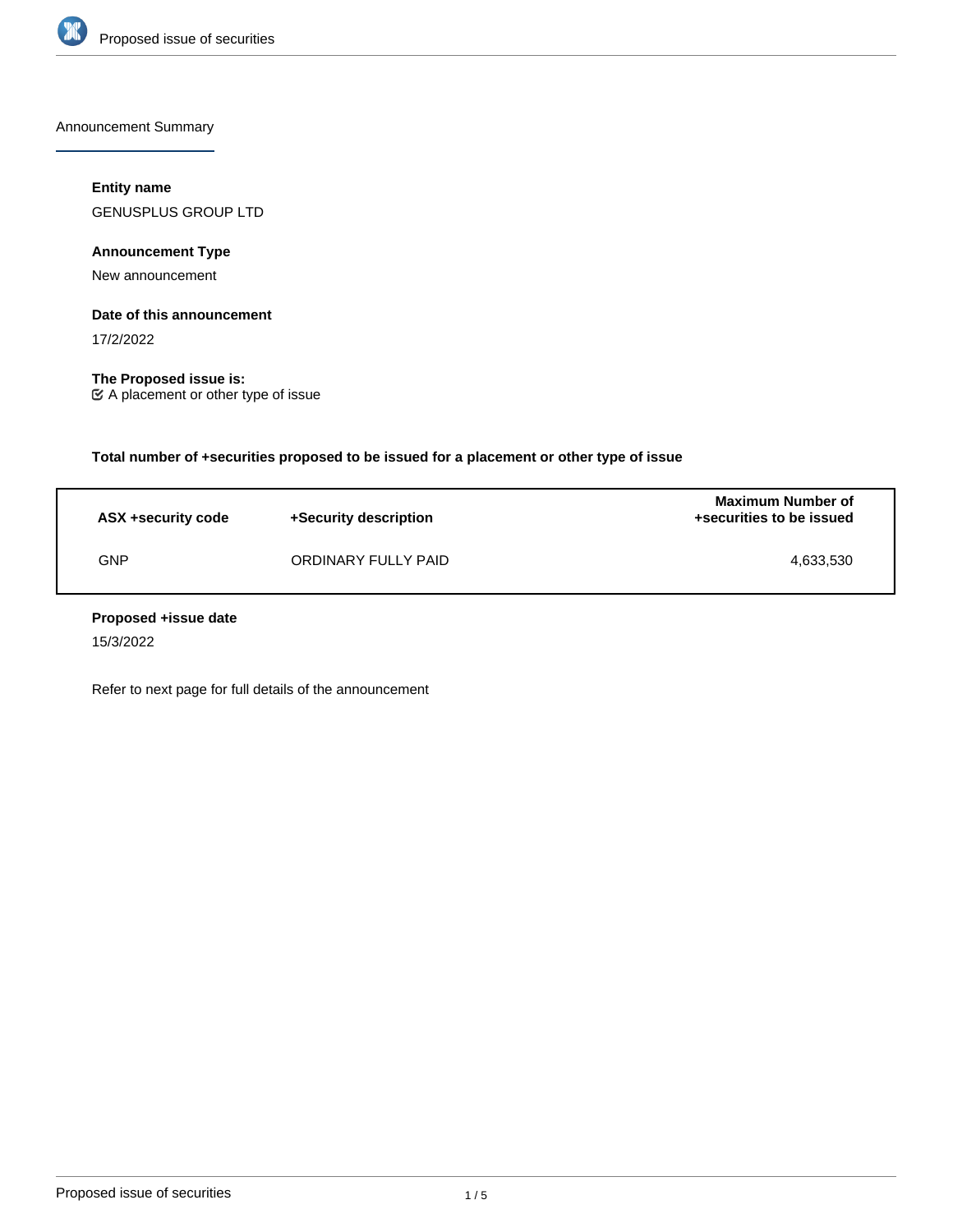Announcement Summary

**Entity name**

GENUSPLUS GROUP LTD

**Announcement Type**

New announcement

**Date of this announcement**

17/2/2022

**The Proposed issue is:**

☑ A placement or other type of issue

**Total number of +securities proposed to be issued for a placement or other type of issue**

| ASX +security code | +Security description | Maximum Number of +securities to be issued |
|---|---|---|
| GNP | ORDINARY FULLY PAID | 4,633,530 |

**Proposed +issue date**

15/3/2022

Refer to next page for full details of the announcement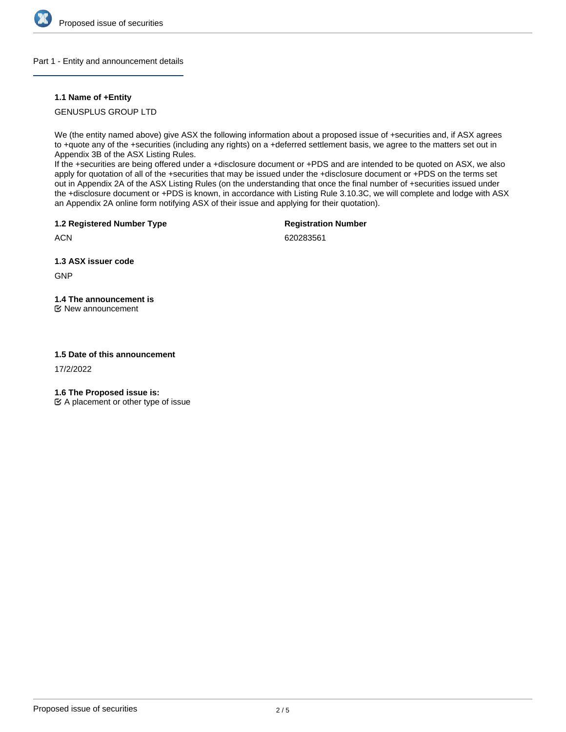## Part 1 - Entity and announcement details

### 1.1 Name of +Entity

GENUSPLUS GROUP LTD

We (the entity named above) give ASX the following information about a proposed issue of +securities and, if ASX agrees to +quote any of the +securities (including any rights) on a +deferred settlement basis, we agree to the matters set out in Appendix 3B of the ASX Listing Rules.
If the +securities are being offered under a +disclosure document or +PDS and are intended to be quoted on ASX, we also apply for quotation of all of the +securities that may be issued under the +disclosure document or +PDS on the terms set out in Appendix 2A of the ASX Listing Rules (on the understanding that once the final number of +securities issued under the +disclosure document or +PDS is known, in accordance with Listing Rule 3.10.3C, we will complete and lodge with ASX an Appendix 2A online form notifying ASX of their issue and applying for their quotation).

### 1.2 Registered Number Type

ACN

**Registration Number**

620283561

### 1.3 ASX issuer code

GNP

### 1.4 The announcement is

☑ New announcement

### 1.5 Date of this announcement

17/2/2022

### 1.6 The Proposed issue is:

☑ A placement or other type of issue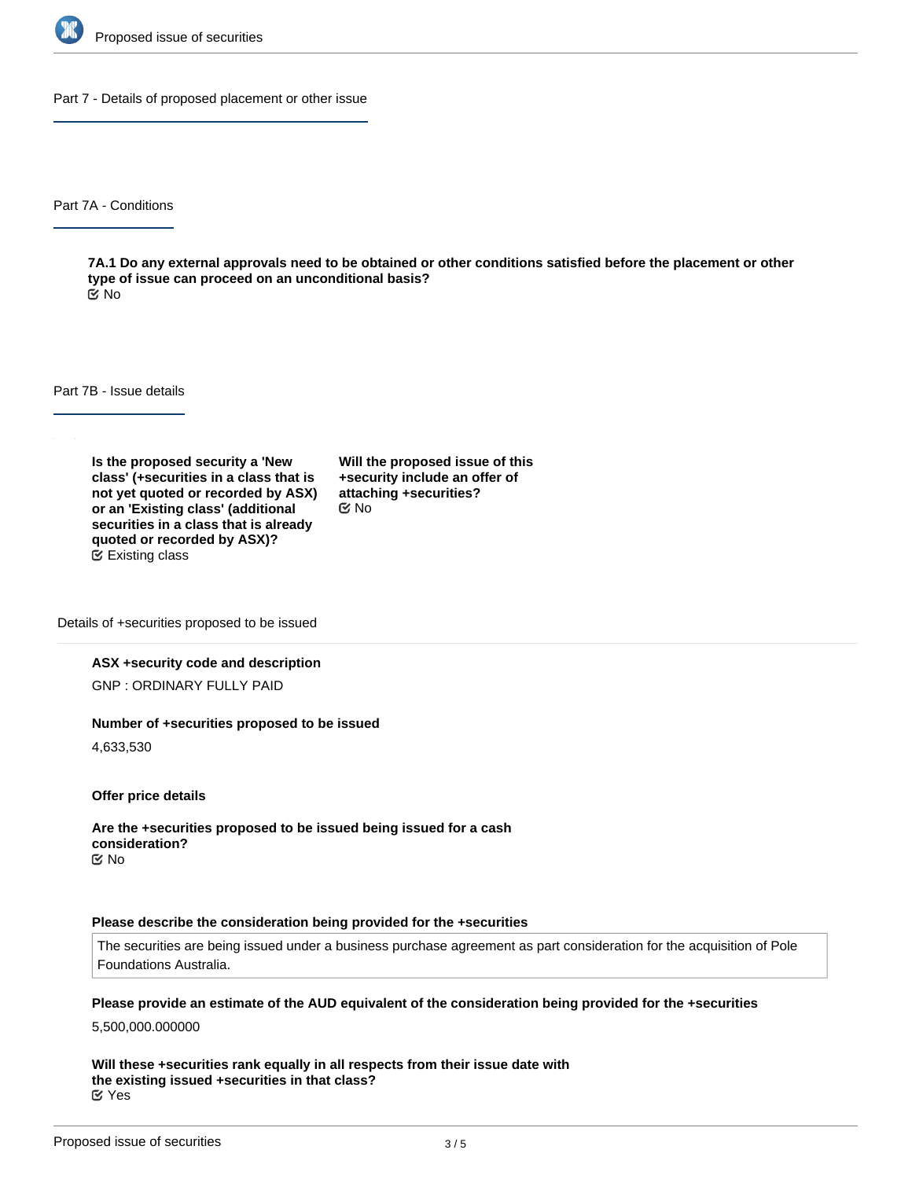## Part 7 - Details of proposed placement or other issue

### Part 7A - Conditions

**7A.1 Do any external approvals need to be obtained or other conditions satisfied before the placement or other type of issue can proceed on an unconditional basis?**
☑ No

### Part 7B - Issue details

**Is the proposed security a 'New class' (+securities in a class that is not yet quoted or recorded by ASX) or an 'Existing class' (additional securities in a class that is already quoted or recorded by ASX)?**
☑ Existing class

**Will the proposed issue of this +security include an offer of attaching +securities?**
☑ No

#### Details of +securities proposed to be issued

**ASX +security code and description**

GNP : ORDINARY FULLY PAID

**Number of +securities proposed to be issued**

4,633,530

**Offer price details**

**Are the +securities proposed to be issued being issued for a cash consideration?**
☑ No

**Please describe the consideration being provided for the +securities**

The securities are being issued under a business purchase agreement as part consideration for the acquisition of Pole Foundations Australia.

**Please provide an estimate of the AUD equivalent of the consideration being provided for the +securities**

5,500,000.000000

**Will these +securities rank equally in all respects from their issue date with the existing issued +securities in that class?**
☑ Yes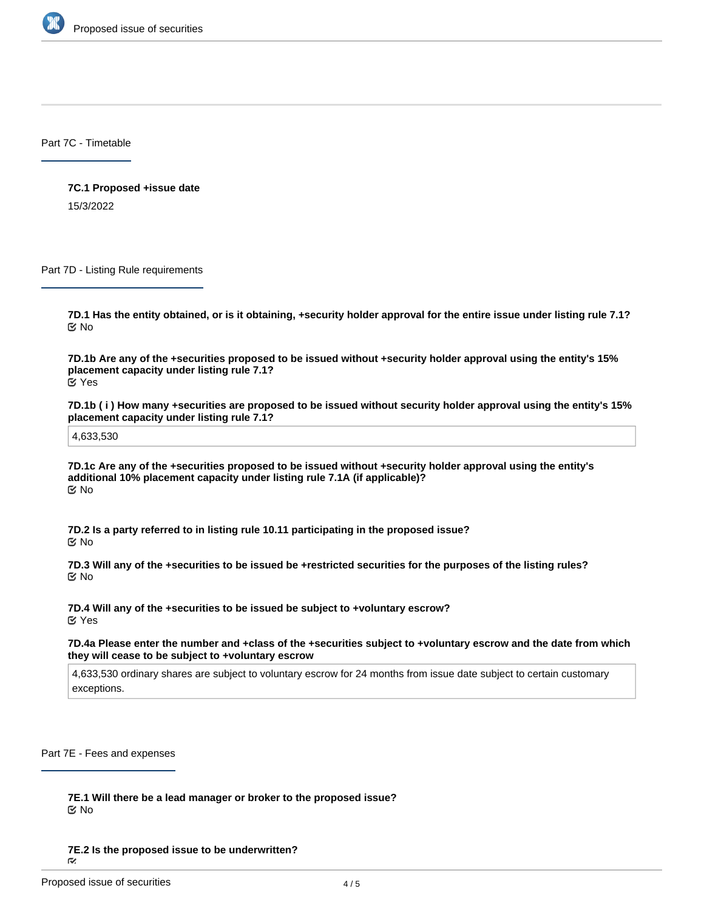## Part 7C - Timetable

**7C.1 Proposed +issue date**

15/3/2022

## Part 7D - Listing Rule requirements

**7D.1 Has the entity obtained, or is it obtaining, +security holder approval for the entire issue under listing rule 7.1?**

No

**7D.1b Are any of the +securities proposed to be issued without +security holder approval using the entity's 15% placement capacity under listing rule 7.1?**

Yes

**7D.1b ( i ) How many +securities are proposed to be issued without security holder approval using the entity's 15% placement capacity under listing rule 7.1?**

4,633,530

**7D.1c Are any of the +securities proposed to be issued without +security holder approval using the entity's additional 10% placement capacity under listing rule 7.1A (if applicable)?**

No

**7D.2 Is a party referred to in listing rule 10.11 participating in the proposed issue?**

No

**7D.3 Will any of the +securities to be issued be +restricted securities for the purposes of the listing rules?**

No

**7D.4 Will any of the +securities to be issued be subject to +voluntary escrow?**

Yes

**7D.4a Please enter the number and +class of the +securities subject to +voluntary escrow and the date from which they will cease to be subject to +voluntary escrow**

4,633,530 ordinary shares are subject to voluntary escrow for 24 months from issue date subject to certain customary exceptions.

## Part 7E - Fees and expenses

**7E.1 Will there be a lead manager or broker to the proposed issue?**

No

**7E.2 Is the proposed issue to be underwritten?**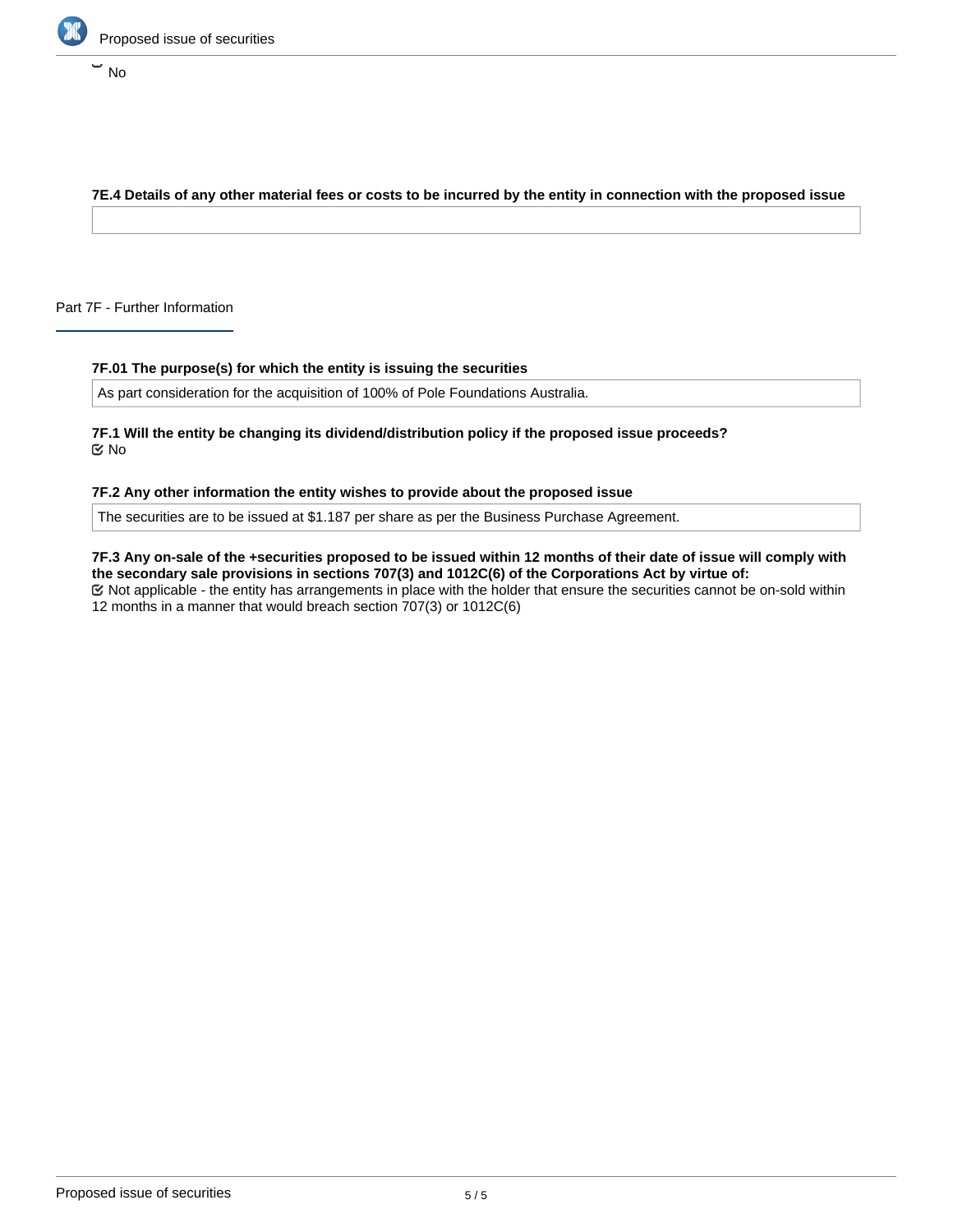No

**7E.4 Details of any other material fees or costs to be incurred by the entity in connection with the proposed issue**

## Part 7F - Further Information

**7F.01 The purpose(s) for which the entity is issuing the securities**

As part consideration for the acquisition of 100% of Pole Foundations Australia.

**7F.1 Will the entity be changing its dividend/distribution policy if the proposed issue proceeds?**

No

**7F.2 Any other information the entity wishes to provide about the proposed issue**

The securities are to be issued at $1.187 per share as per the Business Purchase Agreement.

**7F.3 Any on-sale of the +securities proposed to be issued within 12 months of their date of issue will comply with the secondary sale provisions in sections 707(3) and 1012C(6) of the Corporations Act by virtue of:**

Not applicable - the entity has arrangements in place with the holder that ensure the securities cannot be on-sold within 12 months in a manner that would breach section 707(3) or 1012C(6)